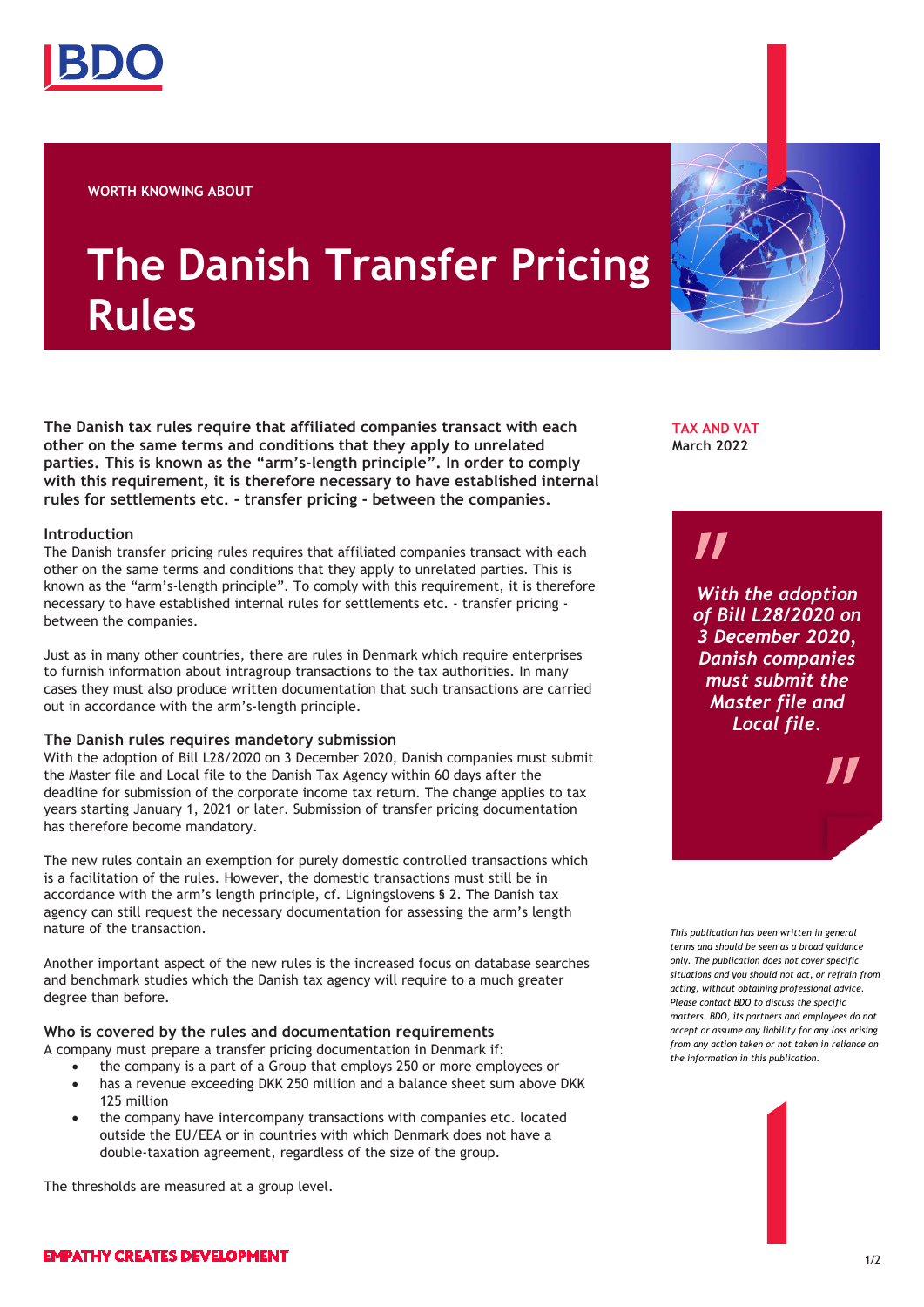WORTH KNOWING ABOUT

# The Danish Transfer Pricing Rules

**TAX AND VAT**
**March 2022**

**The Danish tax rules require that affiliated companies transact with each other on the same terms and conditions that they apply to unrelated parties. This is known as the "arm's-length principle". In order to comply with this requirement, it is therefore necessary to have established internal rules for settlements etc. - transfer pricing - between the companies.**

### Introduction

The Danish transfer pricing rules requires that affiliated companies transact with each other on the same terms and conditions that they apply to unrelated parties. This is known as the "arm's-length principle". To comply with this requirement, it is therefore necessary to have established internal rules for settlements etc. - transfer pricing - between the companies.

Just as in many other countries, there are rules in Denmark which require enterprises to furnish information about intragroup transactions to the tax authorities. In many cases they must also produce written documentation that such transactions are carried out in accordance with the arm's-length principle.

### The Danish rules requires mandetory submission

With the adoption of Bill L28/2020 on 3 December 2020, Danish companies must submit the Master file and Local file to the Danish Tax Agency within 60 days after the deadline for submission of the corporate income tax return. The change applies to tax years starting January 1, 2021 or later. Submission of transfer pricing documentation has therefore become mandatory.

> *"With the adoption of Bill L28/2020 on 3 December 2020, Danish companies must submit the Master file and Local file."*

The new rules contain an exemption for purely domestic controlled transactions which is a facilitation of the rules. However, the domestic transactions must still be in accordance with the arm's length principle, cf. Ligningslovens § 2. The Danish tax agency can still request the necessary documentation for assessing the arm's length nature of the transaction.

Another important aspect of the new rules is the increased focus on database searches and benchmark studies which the Danish tax agency will require to a much greater degree than before.

### Who is covered by the rules and documentation requirements

A company must prepare a transfer pricing documentation in Denmark if:

- the company is a part of a Group that employs 250 or more employees or
- has a revenue exceeding DKK 250 million and a balance sheet sum above DKK 125 million
- the company have intercompany transactions with companies etc. located outside the EU/EEA or in countries with which Denmark does not have a double-taxation agreement, regardless of the size of the group.

The thresholds are measured at a group level.

*This publication has been written in general terms and should be seen as a broad guidance only. The publication does not cover specific situations and you should not act, or refrain from acting, without obtaining professional advice. Please contact BDO to discuss the specific matters. BDO, its partners and employees do not accept or assume any liability for any loss arising from any action taken or not taken in reliance on the information in this publication.*

EMPATHY CREATES DEVELOPMENT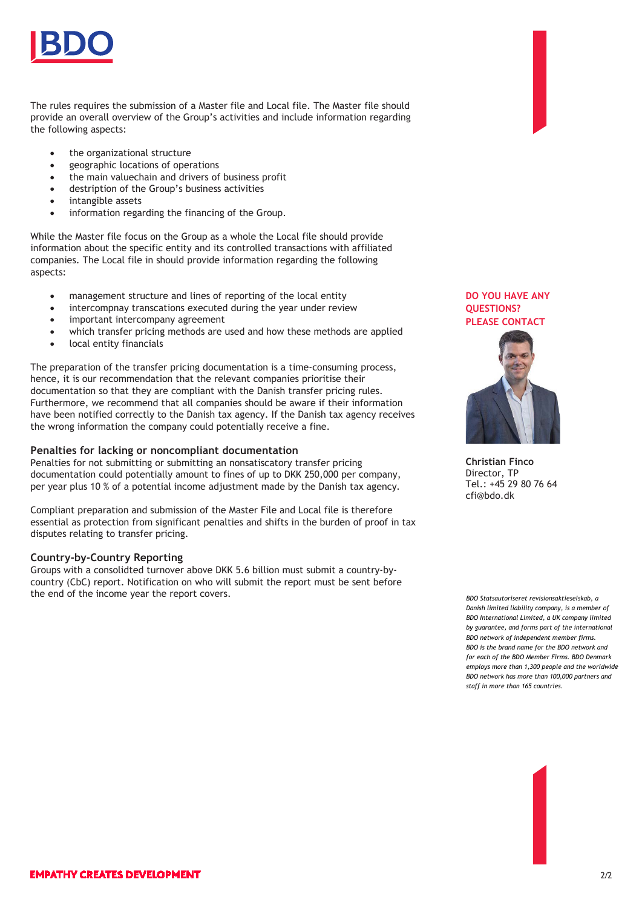The rules requires the submission of a Master file and Local file. The Master file should provide an overall overview of the Group's activities and include information regarding the following aspects:

- the organizational structure
- geographic locations of operations
- the main valuechain and drivers of business profit
- destription of the Group's business activities
- intangible assets
- information regarding the financing of the Group.

While the Master file focus on the Group as a whole the Local file should provide information about the specific entity and its controlled transactions with affiliated companies. The Local file in should provide information regarding the following aspects:

- management structure and lines of reporting of the local entity
- intercompnay transcations executed during the year under review
- important intercompany agreement
- which transfer pricing methods are used and how these methods are applied
- local entity financials

The preparation of the transfer pricing documentation is a time-consuming process, hence, it is our recommendation that the relevant companies prioritise their documentation so that they are compliant with the Danish transfer pricing rules. Furthermore, we recommend that all companies should be aware if their information have been notified correctly to the Danish tax agency. If the Danish tax agency receives the wrong information the company could potentially receive a fine.

### Penalties for lacking or noncompliant documentation

Penalties for not submitting or submitting an nonsatiscatory transfer pricing documentation could potentially amount to fines of up to DKK 250,000 per company, per year plus 10 % of a potential income adjustment made by the Danish tax agency.

Compliant preparation and submission of the Master File and Local file is therefore essential as protection from significant penalties and shifts in the burden of proof in tax disputes relating to transfer pricing.

### Country-by-Country Reporting

Groups with a consolidted turnover above DKK 5.6 billion must submit a country-by-country (CbC) report. Notification on who will submit the report must be sent before the end of the income year the report covers.

**DO YOU HAVE ANY QUESTIONS? PLEASE CONTACT**

**Christian Finco**
Director, TP
Tel.: +45 29 80 76 64
cfi@bdo.dk

*BDO Statsautoriseret revisionsaktieselskab, a Danish limited liability company, is a member of BDO International Limited, a UK company limited by guarantee, and forms part of the international BDO network of independent member firms. BDO is the brand name for the BDO network and for each of the BDO Member Firms. BDO Denmark employs more than 1,300 people and the worldwide BDO network has more than 100,000 partners and staff in more than 165 countries.*

EMPATHY CREATES DEVELOPMENT